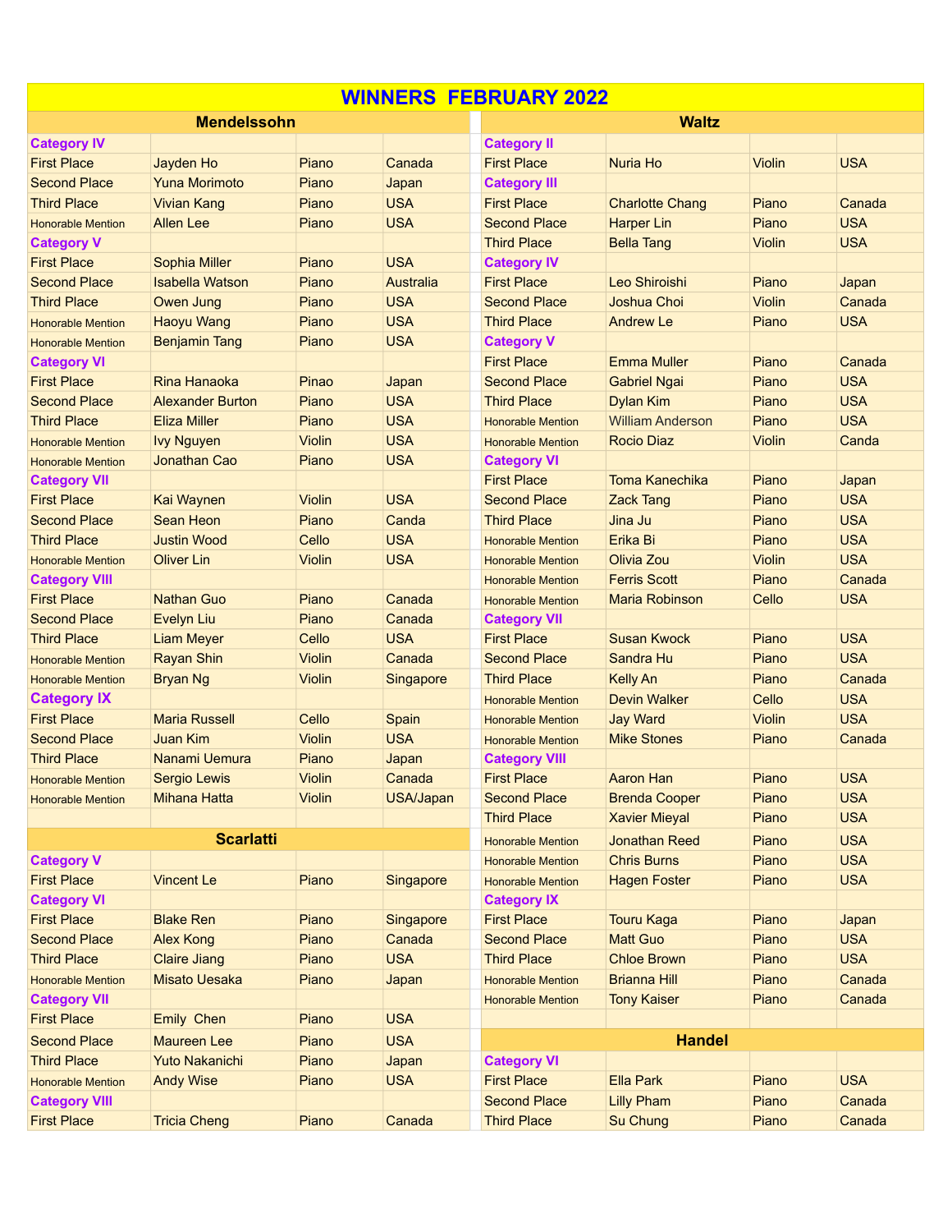# WINNERS FEBRUARY 2022

## Mendelssohn

| | | | |
|---|---|---|---|
| **Category IV** | | | |
| First Place | Jayden Ho | Piano | Canada |
| Second Place | Yuna Morimoto | Piano | Japan |
| Third Place | Vivian Kang | Piano | USA |
| Honorable Mention | Allen Lee | Piano | USA |
| **Category V** | | | |
| First Place | Sophia Miller | Piano | USA |
| Second Place | Isabella Watson | Piano | Australia |
| Third Place | Owen Jung | Piano | USA |
| Honorable Mention | Haoyu Wang | Piano | USA |
| Honorable Mention | Benjamin Tang | Piano | USA |
| **Category VI** | | | |
| First Place | Rina Hanaoka | Pinao | Japan |
| Second Place | Alexander Burton | Piano | USA |
| Third Place | Eliza Miller | Piano | USA |
| Honorable Mention | Ivy Nguyen | Violin | USA |
| Honorable Mention | Jonathan Cao | Piano | USA |
| **Category VII** | | | |
| First Place | Kai Waynen | Violin | USA |
| Second Place | Sean Heon | Piano | Canda |
| Third Place | Justin Wood | Cello | USA |
| Honorable Mention | Oliver Lin | Violin | USA |
| **Category VIII** | | | |
| First Place | Nathan Guo | Piano | Canada |
| Second Place | Evelyn Liu | Piano | Canada |
| Third Place | Liam Meyer | Cello | USA |
| Honorable Mention | Rayan Shin | Violin | Canada |
| Honorable Mention | Bryan Ng | Violin | Singapore |
| **Category IX** | | | |
| First Place | Maria Russell | Cello | Spain |
| Second Place | Juan Kim | Violin | USA |
| Third Place | Nanami Uemura | Piano | Japan |
| Honorable Mention | Sergio Lewis | Violin | Canada |
| Honorable Mention | Mihana Hatta | Violin | USA/Japan |

## Scarlatti

| | | | |
|---|---|---|---|
| **Category V** | | | |
| First Place | Vincent Le | Piano | Singapore |
| **Category VI** | | | |
| First Place | Blake Ren | Piano | Singapore |
| Second Place | Alex Kong | Piano | Canada |
| Third Place | Claire Jiang | Piano | USA |
| Honorable Mention | Misato Uesaka | Piano | Japan |
| **Category VII** | | | |
| First Place | Emily Chen | Piano | USA |
| Second Place | Maureen Lee | Piano | USA |
| Third Place | Yuto Nakanichi | Piano | Japan |
| Honorable Mention | Andy Wise | Piano | USA |
| **Category VIII** | | | |
| First Place | Tricia Cheng | Piano | Canada |

## Waltz

| | | | |
|---|---|---|---|
| **Category II** | | | |
| First Place | Nuria Ho | Violin | USA |
| **Category III** | | | |
| First Place | Charlotte Chang | Piano | Canada |
| Second Place | Harper Lin | Piano | USA |
| Third Place | Bella Tang | Violin | USA |
| **Category IV** | | | |
| First Place | Leo Shiroishi | Piano | Japan |
| Second Place | Joshua Choi | Violin | Canada |
| Third Place | Andrew Le | Piano | USA |
| **Category V** | | | |
| First Place | Emma Muller | Piano | Canada |
| Second Place | Gabriel Ngai | Piano | USA |
| Third Place | Dylan Kim | Piano | USA |
| Honorable Mention | William Anderson | Piano | USA |
| Honorable Mention | Rocio Diaz | Violin | Canda |
| **Category VI** | | | |
| First Place | Toma Kanechika | Piano | Japan |
| Second Place | Zack Tang | Piano | USA |
| Third Place | Jina Ju | Piano | USA |
| Honorable Mention | Erika Bi | Piano | USA |
| Honorable Mention | Olivia Zou | Violin | USA |
| Honorable Mention | Ferris Scott | Piano | Canada |
| Honorable Mention | Maria Robinson | Cello | USA |
| **Category VII** | | | |
| First Place | Susan Kwock | Piano | USA |
| Second Place | Sandra Hu | Piano | USA |
| Third Place | Kelly An | Piano | Canada |
| Honorable Mention | Devin Walker | Cello | USA |
| Honorable Mention | Jay Ward | Violin | USA |
| Honorable Mention | Mike Stones | Piano | Canada |
| **Category VIII** | | | |
| First Place | Aaron Han | Piano | USA |
| Second Place | Brenda Cooper | Piano | USA |
| Third Place | Xavier Mieyal | Piano | USA |
| Honorable Mention | Jonathan Reed | Piano | USA |
| Honorable Mention | Chris Burns | Piano | USA |
| Honorable Mention | Hagen Foster | Piano | USA |
| **Category IX** | | | |
| First Place | Touru Kaga | Piano | Japan |
| Second Place | Matt Guo | Piano | USA |
| Third Place | Chloe Brown | Piano | USA |
| Honorable Mention | Brianna Hill | Piano | Canada |
| Honorable Mention | Tony Kaiser | Piano | Canada |

## Handel

| | | | |
|---|---|---|---|
| **Category VI** | | | |
| First Place | Ella Park | Piano | USA |
| Second Place | Lilly Pham | Piano | Canada |
| Third Place | Su Chung | Piano | Canada |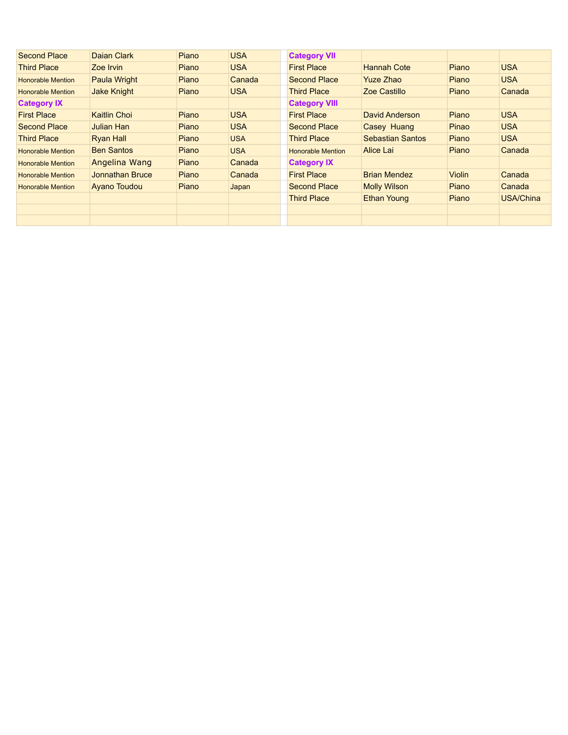| | | | |
|---|---|---|---|
| Second Place | Daian Clark | Piano | USA |
| Third Place | Zoe Irvin | Piano | USA |
| Honorable Mention | Paula Wright | Piano | Canada |
| Honorable Mention | Jake Knight | Piano | USA |
| **Category IX** | | | |
| First Place | Kaitlin Choi | Piano | USA |
| Second Place | Julian Han | Piano | USA |
| Third Place | Ryan Hall | Piano | USA |
| Honorable Mention | Ben Santos | Piano | USA |
| Honorable Mention | Angelina Wang | Piano | Canada |
| Honorable Mention | Jonnathan Bruce | Piano | Canada |
| Honorable Mention | Ayano Toudou | Piano | Japan |

| | | | |
|---|---|---|---|
| **Category VII** | | | |
| First Place | Hannah Cote | Piano | USA |
| Second Place | Yuze Zhao | Piano | USA |
| Third Place | Zoe Castillo | Piano | Canada |
| **Category VIII** | | | |
| First Place | David Anderson | Piano | USA |
| Second Place | Casey Huang | Pinao | USA |
| Third Place | Sebastian Santos | Piano | USA |
| Honorable Mention | Alice Lai | Piano | Canada |
| **Category IX** | | | |
| First Place | Brian Mendez | Violin | Canada |
| Second Place | Molly Wilson | Piano | Canada |
| Third Place | Ethan Young | Piano | USA/China |